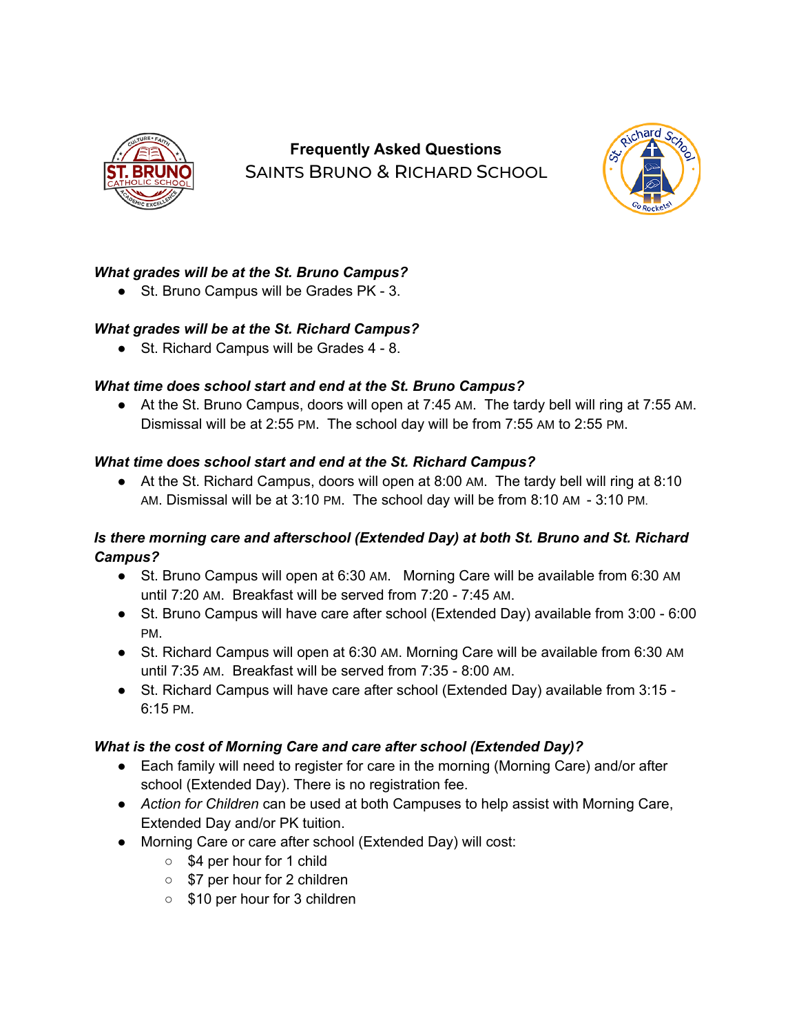# Frequently Asked Questions
## Saints Bruno & Richard School

***What grades will be at the St. Bruno Campus?***

- St. Bruno Campus will be Grades PK - 3.

***What grades will be at the St. Richard Campus?***

- St. Richard Campus will be Grades 4 - 8.

***What time does school start and end at the St. Bruno Campus?***

- At the St. Bruno Campus, doors will open at 7:45 AM. The tardy bell will ring at 7:55 AM. Dismissal will be at 2:55 PM. The school day will be from 7:55 AM to 2:55 PM.

***What time does school start and end at the St. Richard Campus?***

- At the St. Richard Campus, doors will open at 8:00 AM. The tardy bell will ring at 8:10 AM. Dismissal will be at 3:10 PM. The school day will be from 8:10 AM - 3:10 PM.

***Is there morning care and afterschool (Extended Day) at both St. Bruno and St. Richard Campus?***

- St. Bruno Campus will open at 6:30 AM. Morning Care will be available from 6:30 AM until 7:20 AM. Breakfast will be served from 7:20 - 7:45 AM.
- St. Bruno Campus will have care after school (Extended Day) available from 3:00 - 6:00 PM.
- St. Richard Campus will open at 6:30 AM. Morning Care will be available from 6:30 AM until 7:35 AM. Breakfast will be served from 7:35 - 8:00 AM.
- St. Richard Campus will have care after school (Extended Day) available from 3:15 - 6:15 PM.

***What is the cost of Morning Care and care after school (Extended Day)?***

- Each family will need to register for care in the morning (Morning Care) and/or after school (Extended Day). There is no registration fee.
- *Action for Children* can be used at both Campuses to help assist with Morning Care, Extended Day and/or PK tuition.
- Morning Care or care after school (Extended Day) will cost:
  - $4 per hour for 1 child
  - $7 per hour for 2 children
  - $10 per hour for 3 children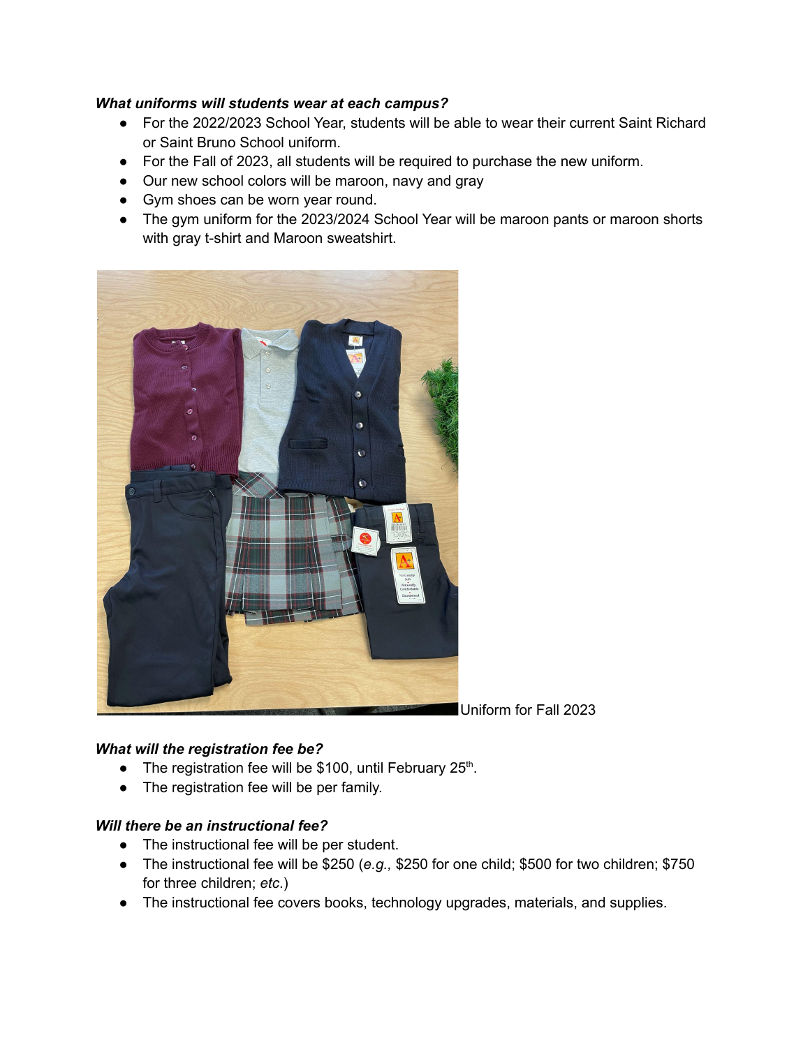***What uniforms will students wear at each campus?***

- For the 2022/2023 School Year, students will be able to wear their current Saint Richard or Saint Bruno School uniform.
- For the Fall of 2023, all students will be required to purchase the new uniform.
- Our new school colors will be maroon, navy and gray
- Gym shoes can be worn year round.
- The gym uniform for the 2023/2024 School Year will be maroon pants or maroon shorts with gray t-shirt and Maroon sweatshirt.

Uniform for Fall 2023

***What will the registration fee be?***

- The registration fee will be $100, until February 25th.
- The registration fee will be per family.

***Will there be an instructional fee?***

- The instructional fee will be per student.
- The instructional fee will be $250 (*e.g.,* $250 for one child; $500 for two children; $750 for three children; *etc.*)
- The instructional fee covers books, technology upgrades, materials, and supplies.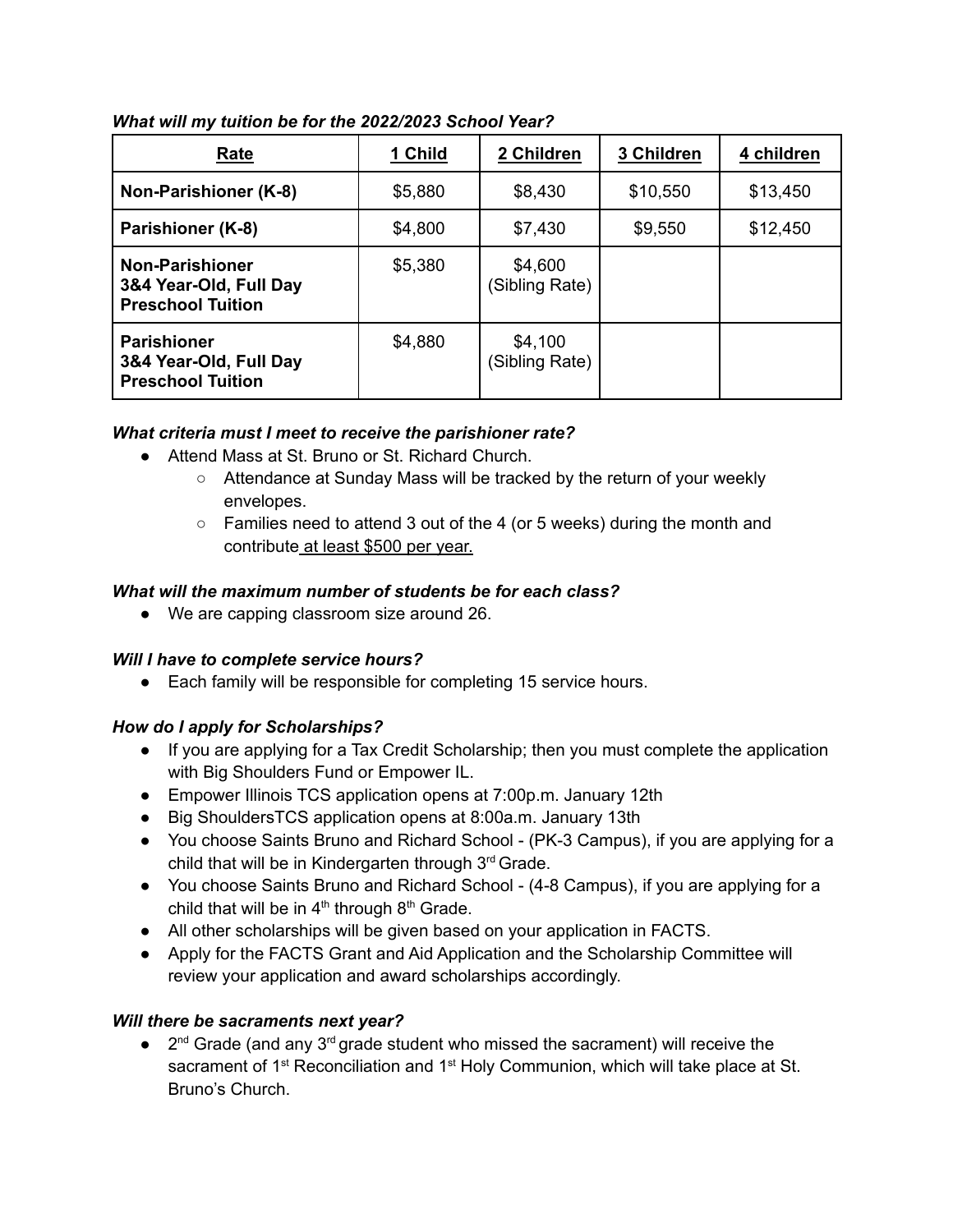***What will my tuition be for the 2022/2023 School Year?***

| Rate | 1 Child | 2 Children | 3 Children | 4 children |
|---|---|---|---|---|
| **Non-Parishioner (K-8)** | $5,880 | $8,430 | $10,550 | $13,450 |
| **Parishioner (K-8)** | $4,800 | $7,430 | $9,550 | $12,450 |
| **Non-Parishioner 3&4 Year-Old, Full Day Preschool Tuition** | $5,380 | $4,600 (Sibling Rate) | | |
| **Parishioner 3&4 Year-Old, Full Day Preschool Tuition** | $4,880 | $4,100 (Sibling Rate) | | |

***What criteria must I meet to receive the parishioner rate?***

- Attend Mass at St. Bruno or St. Richard Church.
    - Attendance at Sunday Mass will be tracked by the return of your weekly envelopes.
    - Families need to attend 3 out of the 4 (or 5 weeks) during the month and contribute at least $500 per year.

***What will the maximum number of students be for each class?***

- We are capping classroom size around 26.

***Will I have to complete service hours?***

- Each family will be responsible for completing 15 service hours.

***How do I apply for Scholarships?***

- If you are applying for a Tax Credit Scholarship; then you must complete the application with Big Shoulders Fund or Empower IL.
- Empower Illinois TCS application opens at 7:00p.m. January 12th
- Big ShouldersTCS application opens at 8:00a.m. January 13th
- You choose Saints Bruno and Richard School - (PK-3 Campus), if you are applying for a child that will be in Kindergarten through 3rd Grade.
- You choose Saints Bruno and Richard School - (4-8 Campus), if you are applying for a child that will be in 4th through 8th Grade.
- All other scholarships will be given based on your application in FACTS.
- Apply for the FACTS Grant and Aid Application and the Scholarship Committee will review your application and award scholarships accordingly.

***Will there be sacraments next year?***

- 2nd Grade (and any 3rd grade student who missed the sacrament) will receive the sacrament of 1st Reconciliation and 1st Holy Communion, which will take place at St. Bruno's Church.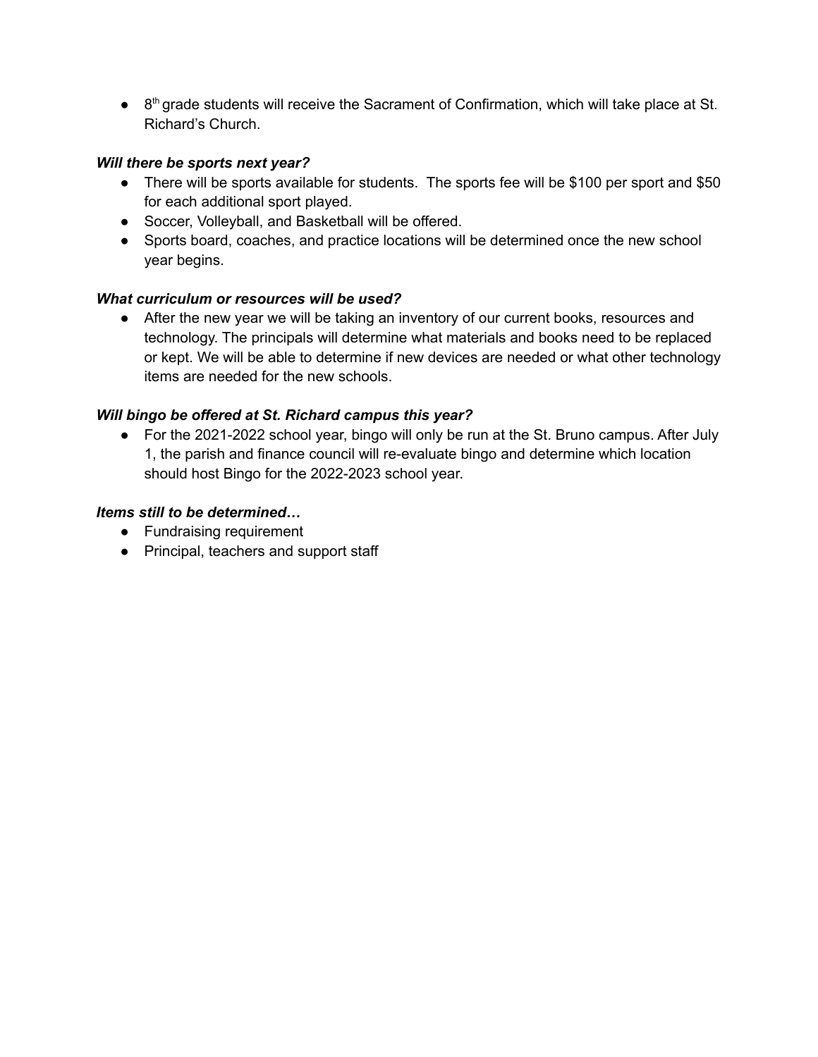- 8th grade students will receive the Sacrament of Confirmation, which will take place at St. Richard's Church.

***Will there be sports next year?***

- There will be sports available for students. The sports fee will be $100 per sport and $50 for each additional sport played.
- Soccer, Volleyball, and Basketball will be offered.
- Sports board, coaches, and practice locations will be determined once the new school year begins.

***What curriculum or resources will be used?***

- After the new year we will be taking an inventory of our current books, resources and technology. The principals will determine what materials and books need to be replaced or kept. We will be able to determine if new devices are needed or what other technology items are needed for the new schools.

***Will bingo be offered at St. Richard campus this year?***

- For the 2021-2022 school year, bingo will only be run at the St. Bruno campus. After July 1, the parish and finance council will re-evaluate bingo and determine which location should host Bingo for the 2022-2023 school year.

***Items still to be determined…***

- Fundraising requirement
- Principal, teachers and support staff